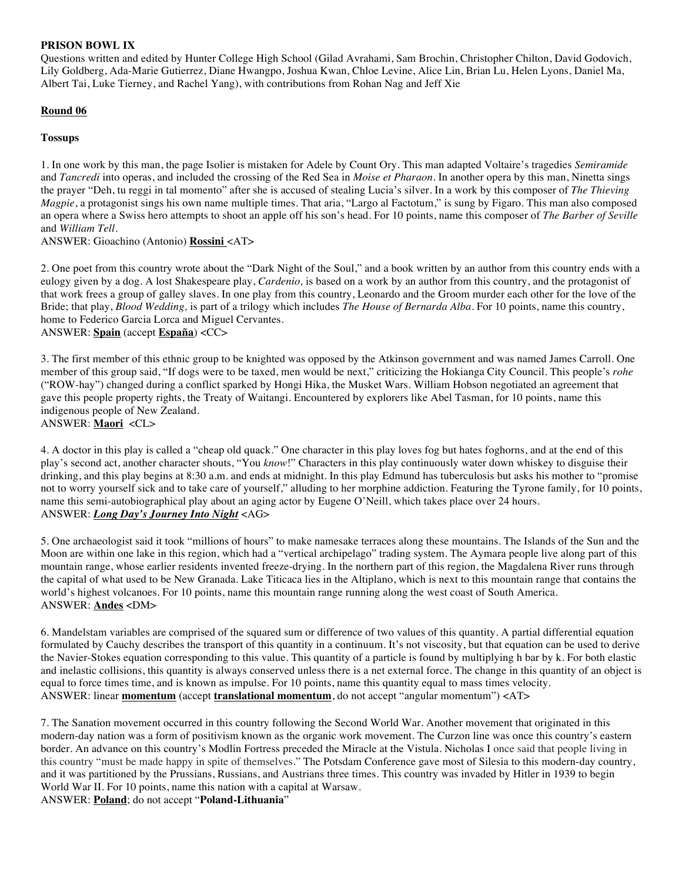**PRISON BOWL IX**

Questions written and edited by Hunter College High School (Gilad Avrahami, Sam Brochin, Christopher Chilton, David Godovich, Lily Goldberg, Ada-Marie Gutierrez, Diane Hwangpo, Joshua Kwan, Chloe Levine, Alice Lin, Brian Lu, Helen Lyons, Daniel Ma, Albert Tai, Luke Tierney, and Rachel Yang), with contributions from Rohan Nag and Jeff Xie

## Round 06

### Tossups

1. In one work by this man, the page Isolier is mistaken for Adele by Count Ory. This man adapted Voltaire's tragedies *Semiramide* and *Tancredi* into operas, and included the crossing of the Red Sea in *Moise et Pharaon*. In another opera by this man, Ninetta sings the prayer "Deh, tu reggi in tal momento" after she is accused of stealing Lucia's silver. In a work by this composer of *The Thieving Magpie*, a protagonist sings his own name multiple times. That aria, "Largo al Factotum," is sung by Figaro. This man also composed an opera where a Swiss hero attempts to shoot an apple off his son's head. For 10 points, name this composer of *The Barber of Seville* and *William Tell*.
ANSWER: Gioachino (Antonio) **Rossini** <AT>

2. One poet from this country wrote about the "Dark Night of the Soul," and a book written by an author from this country ends with a eulogy given by a dog. A lost Shakespeare play, *Cardenio,* is based on a work by an author from this country, and the protagonist of that work frees a group of galley slaves. In one play from this country, Leonardo and the Groom murder each other for the love of the Bride; that play, *Blood Wedding,* is part of a trilogy which includes *The House of Bernarda Alba*. For 10 points, name this country, home to Federico Garcia Lorca and Miguel Cervantes.
ANSWER: **Spain** (accept **España**) <CC>

3. The first member of this ethnic group to be knighted was opposed by the Atkinson government and was named James Carroll. One member of this group said, "If dogs were to be taxed, men would be next," criticizing the Hokianga City Council. This people's *rohe* ("ROW-hay") changed during a conflict sparked by Hongi Hika, the Musket Wars. William Hobson negotiated an agreement that gave this people property rights, the Treaty of Waitangi. Encountered by explorers like Abel Tasman, for 10 points, name this indigenous people of New Zealand.
ANSWER: **Maori** <CL>

4. A doctor in this play is called a "cheap old quack." One character in this play loves fog but hates foghorns, and at the end of this play's second act, another character shouts, "You *know*!" Characters in this play continuously water down whiskey to disguise their drinking, and this play begins at 8:30 a.m. and ends at midnight. In this play Edmund has tuberculosis but asks his mother to "promise not to worry yourself sick and to take care of yourself," alluding to her morphine addiction. Featuring the Tyrone family, for 10 points, name this semi-autobiographical play about an aging actor by Eugene O'Neill, which takes place over 24 hours.
ANSWER: ***Long Day's Journey Into Night*** <AG>

5. One archaeologist said it took "millions of hours" to make namesake terraces along these mountains. The Islands of the Sun and the Moon are within one lake in this region, which had a "vertical archipelago" trading system. The Aymara people live along part of this mountain range, whose earlier residents invented freeze-drying. In the northern part of this region, the Magdalena River runs through the capital of what used to be New Granada. Lake Titicaca lies in the Altiplano, which is next to this mountain range that contains the world's highest volcanoes. For 10 points, name this mountain range running along the west coast of South America.
ANSWER: **Andes** <DM>

6. Mandelstam variables are comprised of the squared sum or difference of two values of this quantity. A partial differential equation formulated by Cauchy describes the transport of this quantity in a continuum. It's not viscosity, but that equation can be used to derive the Navier-Stokes equation corresponding to this value. This quantity of a particle is found by multiplying h bar by k. For both elastic and inelastic collisions, this quantity is always conserved unless there is a net external force. The change in this quantity of an object is equal to force times time, and is known as impulse. For 10 points, name this quantity equal to mass times velocity.
ANSWER: linear **momentum** (accept **translational momentum**, do not accept "angular momentum") <AT>

7. The Sanation movement occurred in this country following the Second World War. Another movement that originated in this modern-day nation was a form of positivism known as the organic work movement. The Curzon line was once this country's eastern border. An advance on this country's Modlin Fortress preceded the Miracle at the Vistula. Nicholas I once said that people living in this country "must be made happy in spite of themselves." The Potsdam Conference gave most of Silesia to this modern-day country, and it was partitioned by the Prussians, Russians, and Austrians three times. This country was invaded by Hitler in 1939 to begin World War II. For 10 points, name this nation with a capital at Warsaw.
ANSWER: **Poland**; do not accept "**Poland-Lithuania**"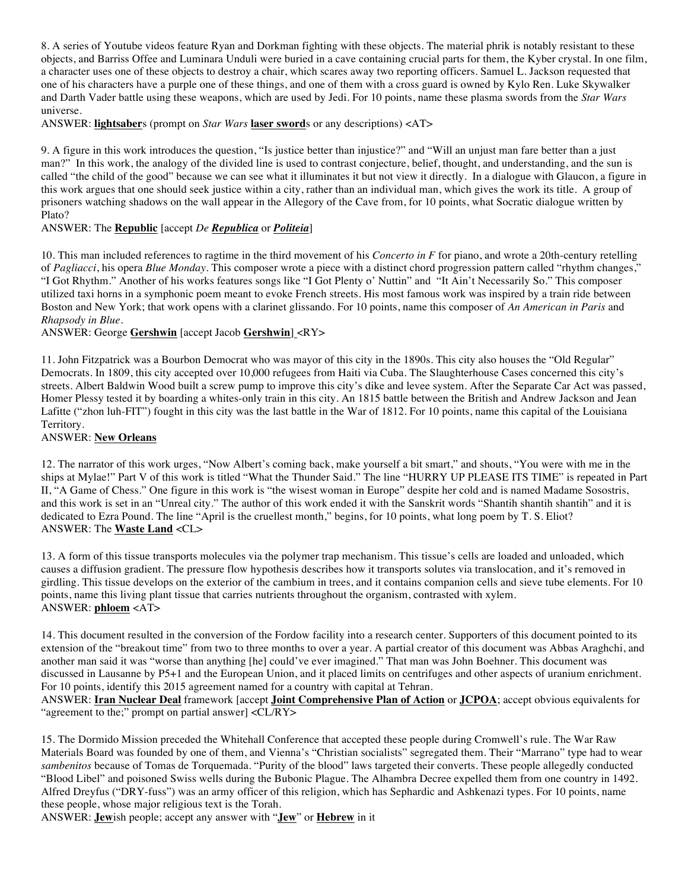8. A series of Youtube videos feature Ryan and Dorkman fighting with these objects. The material phrik is notably resistant to these objects, and Barriss Offee and Luminara Unduli were buried in a cave containing crucial parts for them, the Kyber crystal. In one film, a character uses one of these objects to destroy a chair, which scares away two reporting officers. Samuel L. Jackson requested that one of his characters have a purple one of these things, and one of them with a cross guard is owned by Kylo Ren. Luke Skywalker and Darth Vader battle using these weapons, which are used by Jedi. For 10 points, name these plasma swords from the *Star Wars* universe.

ANSWER: **lightsaber**s (prompt on *Star Wars* **laser sword**s or any descriptions) <AT>

9. A figure in this work introduces the question, "Is justice better than injustice?" and "Will an unjust man fare better than a just man?" In this work, the analogy of the divided line is used to contrast conjecture, belief, thought, and understanding, and the sun is called "the child of the good" because we can see what it illuminates it but not view it directly. In a dialogue with Glaucon, a figure in this work argues that one should seek justice within a city, rather than an individual man, which gives the work its title. A group of prisoners watching shadows on the wall appear in the Allegory of the Cave from, for 10 points, what Socratic dialogue written by Plato?

ANSWER: The **Republic** [accept *De* ***Republica*** or ***Politeia***]

10. This man included references to ragtime in the third movement of his *Concerto in F* for piano, and wrote a 20th-century retelling of *Pagliacci*, his opera *Blue Monday*. This composer wrote a piece with a distinct chord progression pattern called "rhythm changes," "I Got Rhythm." Another of his works features songs like "I Got Plenty o' Nuttin" and "It Ain't Necessarily So." This composer utilized taxi horns in a symphonic poem meant to evoke French streets. His most famous work was inspired by a train ride between Boston and New York; that work opens with a clarinet glissando. For 10 points, name this composer of *An American in Paris* and *Rhapsody in Blue*.

ANSWER: George **Gershwin** [accept Jacob **Gershwin**] <RY>

11. John Fitzpatrick was a Bourbon Democrat who was mayor of this city in the 1890s. This city also houses the "Old Regular" Democrats. In 1809, this city accepted over 10,000 refugees from Haiti via Cuba. The Slaughterhouse Cases concerned this city's streets. Albert Baldwin Wood built a screw pump to improve this city's dike and levee system. After the Separate Car Act was passed, Homer Plessy tested it by boarding a whites-only train in this city. An 1815 battle between the British and Andrew Jackson and Jean Lafitte ("zhon luh-FIT") fought in this city was the last battle in the War of 1812. For 10 points, name this capital of the Louisiana Territory.

ANSWER: **New Orleans**

12. The narrator of this work urges, "Now Albert's coming back, make yourself a bit smart," and shouts, "You were with me in the ships at Mylae!" Part V of this work is titled "What the Thunder Said." The line "HURRY UP PLEASE ITS TIME" is repeated in Part II, "A Game of Chess." One figure in this work is "the wisest woman in Europe" despite her cold and is named Madame Sosostris, and this work is set in an "Unreal city." The author of this work ended it with the Sanskrit words "Shantih shantih shantih" and it is dedicated to Ezra Pound. The line "April is the cruellest month," begins, for 10 points, what long poem by T. S. Eliot?

ANSWER: The **Waste Land** <CL>

13. A form of this tissue transports molecules via the polymer trap mechanism. This tissue's cells are loaded and unloaded, which causes a diffusion gradient. The pressure flow hypothesis describes how it transports solutes via translocation, and it's removed in girdling. This tissue develops on the exterior of the cambium in trees, and it contains companion cells and sieve tube elements. For 10 points, name this living plant tissue that carries nutrients throughout the organism, contrasted with xylem.

ANSWER: **phloem** <AT>

14. This document resulted in the conversion of the Fordow facility into a research center. Supporters of this document pointed to its extension of the "breakout time" from two to three months to over a year. A partial creator of this document was Abbas Araghchi, and another man said it was "worse than anything [he] could've ever imagined." That man was John Boehner. This document was discussed in Lausanne by P5+1 and the European Union, and it placed limits on centrifuges and other aspects of uranium enrichment. For 10 points, identify this 2015 agreement named for a country with capital at Tehran.

ANSWER: **Iran Nuclear Deal** framework [accept **Joint Comprehensive Plan of Action** or **JCPOA**; accept obvious equivalents for "agreement to the;" prompt on partial answer] <CL/RY>

15. The Dormido Mission preceded the Whitehall Conference that accepted these people during Cromwell's rule. The War Raw Materials Board was founded by one of them, and Vienna's "Christian socialists" segregated them. Their "Marrano" type had to wear *sambenitos* because of Tomas de Torquemada. "Purity of the blood" laws targeted their converts. These people allegedly conducted "Blood Libel" and poisoned Swiss wells during the Bubonic Plague. The Alhambra Decree expelled them from one country in 1492. Alfred Dreyfus ("DRY-fuss") was an army officer of this religion, which has Sephardic and Ashkenazi types. For 10 points, name these people, whose major religious text is the Torah.

ANSWER: **Jew**ish people; accept any answer with "**Jew**" or **Hebrew** in it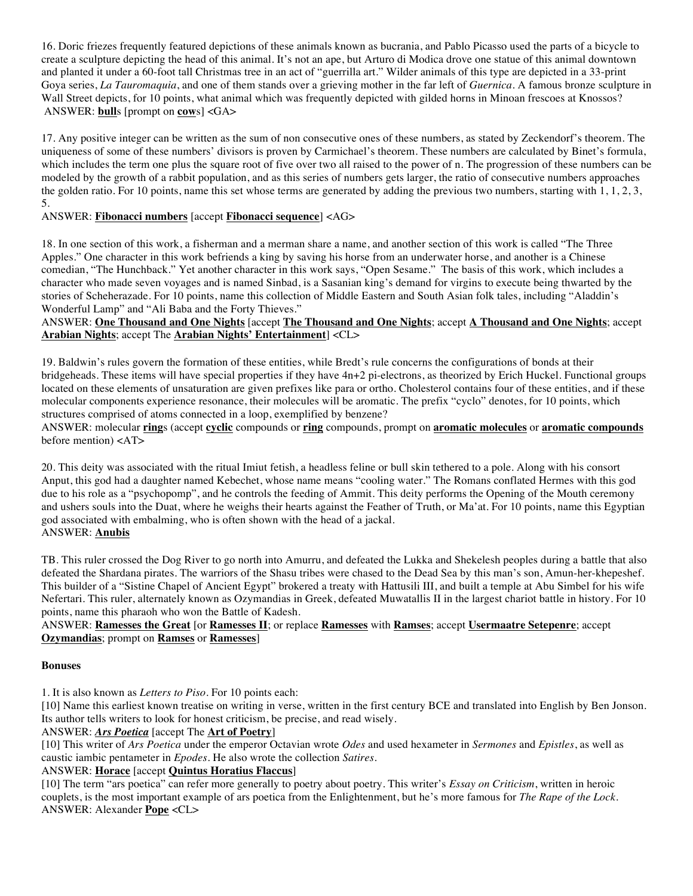16. Doric friezes frequently featured depictions of these animals known as bucrania, and Pablo Picasso used the parts of a bicycle to create a sculpture depicting the head of this animal. It's not an ape, but Arturo di Modica drove one statue of this animal downtown and planted it under a 60-foot tall Christmas tree in an act of "guerrilla art." Wilder animals of this type are depicted in a 33-print Goya series, *La Tauromaquia*, and one of them stands over a grieving mother in the far left of *Guernica*. A famous bronze sculpture in Wall Street depicts, for 10 points, what animal which was frequently depicted with gilded horns in Minoan frescoes at Knossos?
ANSWER: **bull**s [prompt on **cow**s] <GA>

17. Any positive integer can be written as the sum of non consecutive ones of these numbers, as stated by Zeckendorf's theorem. The uniqueness of some of these numbers' divisors is proven by Carmichael's theorem. These numbers are calculated by Binet's formula, which includes the term one plus the square root of five over two all raised to the power of n. The progression of these numbers can be modeled by the growth of a rabbit population, and as this series of numbers gets larger, the ratio of consecutive numbers approaches the golden ratio. For 10 points, name this set whose terms are generated by adding the previous two numbers, starting with 1, 1, 2, 3, 5.
ANSWER: **Fibonacci numbers** [accept **Fibonacci sequence**] <AG>

18. In one section of this work, a fisherman and a merman share a name, and another section of this work is called "The Three Apples." One character in this work befriends a king by saving his horse from an underwater horse, and another is a Chinese comedian, "The Hunchback." Yet another character in this work says, "Open Sesame." The basis of this work, which includes a character who made seven voyages and is named Sinbad, is a Sasanian king's demand for virgins to execute being thwarted by the stories of Scheherazade. For 10 points, name this collection of Middle Eastern and South Asian folk tales, including "Aladdin's Wonderful Lamp" and "Ali Baba and the Forty Thieves."
ANSWER: **One Thousand and One Nights** [accept **The Thousand and One Nights**; accept **A Thousand and One Nights**; accept **Arabian Nights**; accept The **Arabian Nights' Entertainment**] <CL>

19. Baldwin's rules govern the formation of these entities, while Bredt's rule concerns the configurations of bonds at their bridgeheads. These items will have special properties if they have 4n+2 pi-electrons, as theorized by Erich Huckel. Functional groups located on these elements of unsaturation are given prefixes like para or ortho. Cholesterol contains four of these entities, and if these molecular components experience resonance, their molecules will be aromatic. The prefix "cyclo" denotes, for 10 points, which structures comprised of atoms connected in a loop, exemplified by benzene?
ANSWER: molecular **ring**s (accept **cyclic** compounds or **ring** compounds, prompt on **aromatic molecules** or **aromatic compounds** before mention) <AT>

20. This deity was associated with the ritual Imiut fetish, a headless feline or bull skin tethered to a pole. Along with his consort Anput, this god had a daughter named Kebechet, whose name means "cooling water." The Romans conflated Hermes with this god due to his role as a "psychopomp", and he controls the feeding of Ammit. This deity performs the Opening of the Mouth ceremony and ushers souls into the Duat, where he weighs their hearts against the Feather of Truth, or Ma'at. For 10 points, name this Egyptian god associated with embalming, who is often shown with the head of a jackal.
ANSWER: **Anubis**

TB. This ruler crossed the Dog River to go north into Amurru, and defeated the Lukka and Shekelesh peoples during a battle that also defeated the Shardana pirates. The warriors of the Shasu tribes were chased to the Dead Sea by this man's son, Amun-her-khepeshef. This builder of a "Sistine Chapel of Ancient Egypt" brokered a treaty with Hattusili III, and built a temple at Abu Simbel for his wife Nefertari. This ruler, alternately known as Ozymandias in Greek, defeated Muwatallis II in the largest chariot battle in history. For 10 points, name this pharaoh who won the Battle of Kadesh.
ANSWER: **Ramesses the Great** [or **Ramesses II**; or replace **Ramesses** with **Ramses**; accept **Usermaatre Setepenre**; accept **Ozymandias**; prompt on **Ramses** or **Ramesses**]

## Bonuses

1. It is also known as *Letters to Piso*. For 10 points each:
[10] Name this earliest known treatise on writing in verse, written in the first century BCE and translated into English by Ben Jonson. Its author tells writers to look for honest criticism, be precise, and read wisely.
ANSWER: ***Ars Poetica*** [accept The **Art of Poetry**]
[10] This writer of *Ars Poetica* under the emperor Octavian wrote *Odes* and used hexameter in *Sermones* and *Epistles*, as well as caustic iambic pentameter in *Epodes*. He also wrote the collection *Satires*.
ANSWER: **Horace** [accept **Quintus Horatius Flaccus**]
[10] The term "ars poetica" can refer more generally to poetry about poetry. This writer's *Essay on Criticism*, written in heroic couplets, is the most important example of ars poetica from the Enlightenment, but he's more famous for *The Rape of the Lock*.
ANSWER: Alexander **Pope** <CL>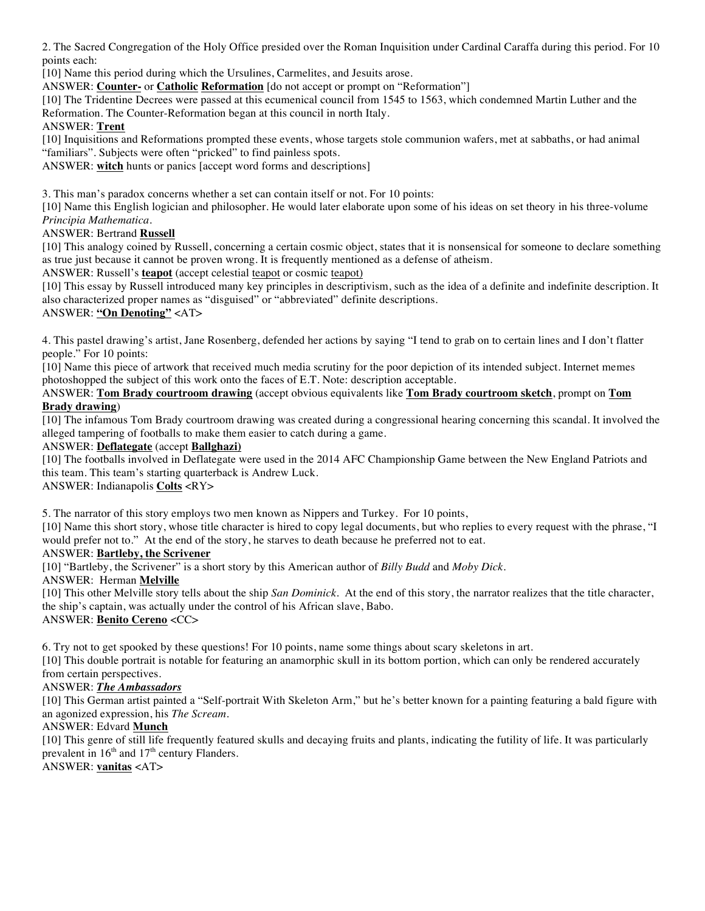2. The Sacred Congregation of the Holy Office presided over the Roman Inquisition under Cardinal Caraffa during this period. For 10 points each:

[10] Name this period during which the Ursulines, Carmelites, and Jesuits arose.

ANSWER: **Counter-** or **Catholic** **Reformation** [do not accept or prompt on "Reformation"]

[10] The Tridentine Decrees were passed at this ecumenical council from 1545 to 1563, which condemned Martin Luther and the Reformation. The Counter-Reformation began at this council in north Italy.

ANSWER: **Trent**

[10] Inquisitions and Reformations prompted these events, whose targets stole communion wafers, met at sabbaths, or had animal "familiars". Subjects were often "pricked" to find painless spots.

ANSWER: **witch** hunts or panics [accept word forms and descriptions]

3. This man's paradox concerns whether a set can contain itself or not. For 10 points:

[10] Name this English logician and philosopher. He would later elaborate upon some of his ideas on set theory in his three-volume *Principia Mathematica*.

ANSWER: Bertrand **Russell**

[10] This analogy coined by Russell, concerning a certain cosmic object, states that it is nonsensical for someone to declare something as true just because it cannot be proven wrong. It is frequently mentioned as a defense of atheism.

ANSWER: Russell's **teapot** (accept celestial teapot or cosmic teapot)

[10] This essay by Russell introduced many key principles in descriptivism, such as the idea of a definite and indefinite description. It also characterized proper names as "disguised" or "abbreviated" definite descriptions.

ANSWER: **"On Denoting"** <AT>

4. This pastel drawing's artist, Jane Rosenberg, defended her actions by saying "I tend to grab on to certain lines and I don't flatter people." For 10 points:

[10] Name this piece of artwork that received much media scrutiny for the poor depiction of its intended subject. Internet memes photoshopped the subject of this work onto the faces of E.T. Note: description acceptable.

ANSWER: **Tom Brady courtroom drawing** (accept obvious equivalents like **Tom Brady courtroom sketch**, prompt on **Tom Brady drawing**)

[10] The infamous Tom Brady courtroom drawing was created during a congressional hearing concerning this scandal. It involved the alleged tampering of footballs to make them easier to catch during a game.

ANSWER: **Deflategate** (accept **Ballghazi)**

[10] The footballs involved in Deflategate were used in the 2014 AFC Championship Game between the New England Patriots and this team. This team's starting quarterback is Andrew Luck.

ANSWER: Indianapolis **Colts** <RY>

5. The narrator of this story employs two men known as Nippers and Turkey. For 10 points,

[10] Name this short story, whose title character is hired to copy legal documents, but who replies to every request with the phrase, "I would prefer not to." At the end of the story, he starves to death because he preferred not to eat.

ANSWER: **Bartleby, the Scrivener**

[10] "Bartleby, the Scrivener" is a short story by this American author of *Billy Budd* and *Moby Dick*.

ANSWER: Herman **Melville**

[10] This other Melville story tells about the ship *San Dominick*. At the end of this story, the narrator realizes that the title character, the ship's captain, was actually under the control of his African slave, Babo.

ANSWER: **Benito Cereno** <CC>

6. Try not to get spooked by these questions! For 10 points, name some things about scary skeletons in art.

[10] This double portrait is notable for featuring an anamorphic skull in its bottom portion, which can only be rendered accurately from certain perspectives.

ANSWER: ***The Ambassadors***

[10] This German artist painted a "Self-portrait With Skeleton Arm," but he's better known for a painting featuring a bald figure with an agonized expression, his *The Scream*.

ANSWER: Edvard **Munch**

[10] This genre of still life frequently featured skulls and decaying fruits and plants, indicating the futility of life. It was particularly prevalent in 16th and 17th century Flanders.

ANSWER: **vanitas** <AT>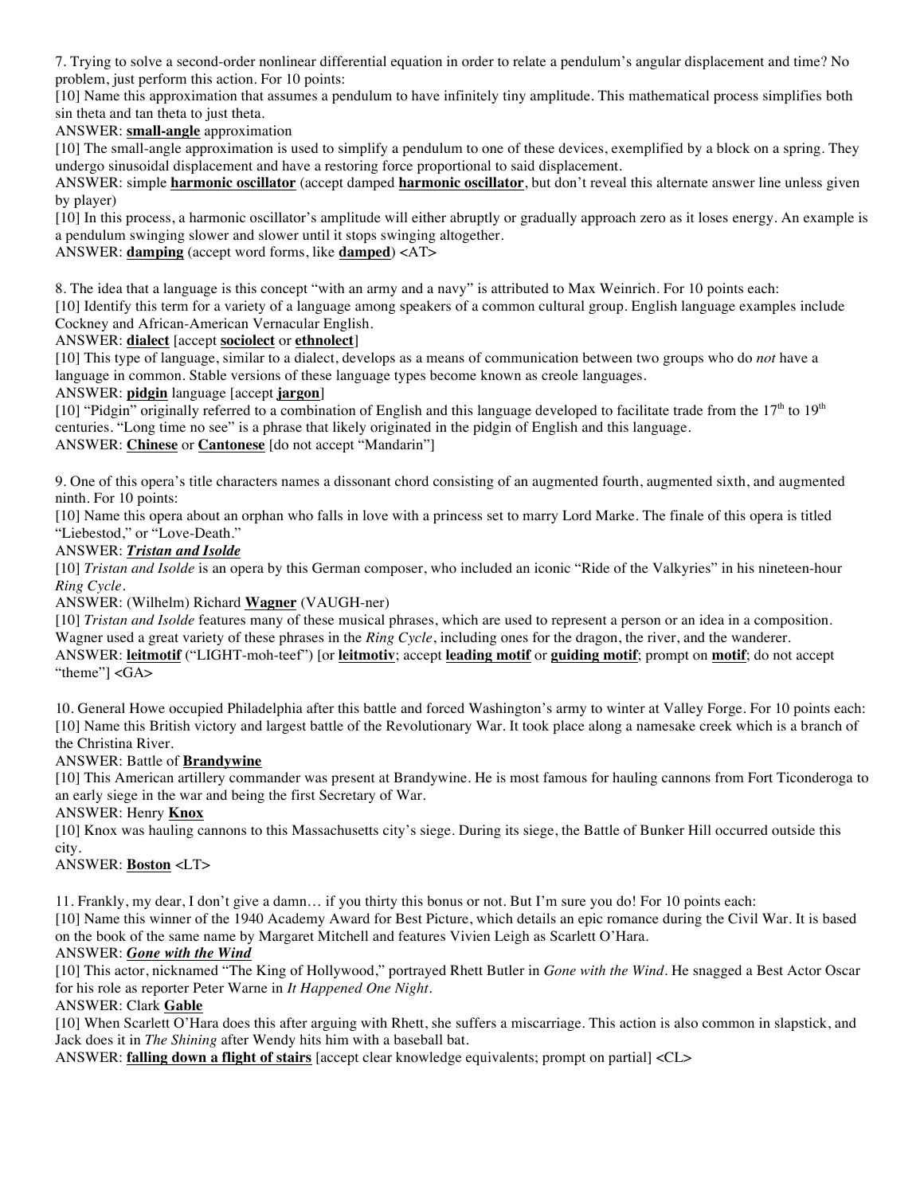7. Trying to solve a second-order nonlinear differential equation in order to relate a pendulum's angular displacement and time? No problem, just perform this action. For 10 points:

[10] Name this approximation that assumes a pendulum to have infinitely tiny amplitude. This mathematical process simplifies both sin theta and tan theta to just theta.

ANSWER: **small-angle** approximation

[10] The small-angle approximation is used to simplify a pendulum to one of these devices, exemplified by a block on a spring. They undergo sinusoidal displacement and have a restoring force proportional to said displacement.

ANSWER: simple **harmonic oscillator** (accept damped **harmonic oscillator**, but don't reveal this alternate answer line unless given by player)

[10] In this process, a harmonic oscillator's amplitude will either abruptly or gradually approach zero as it loses energy. An example is a pendulum swinging slower and slower until it stops swinging altogether.

ANSWER: **damping** (accept word forms, like **damped**) <AT>

8. The idea that a language is this concept "with an army and a navy" is attributed to Max Weinrich. For 10 points each:

[10] Identify this term for a variety of a language among speakers of a common cultural group. English language examples include Cockney and African-American Vernacular English.

ANSWER: **dialect** [accept **sociolect** or **ethnolect**]

[10] This type of language, similar to a dialect, develops as a means of communication between two groups who do *not* have a language in common. Stable versions of these language types become known as creole languages.

ANSWER: **pidgin** language [accept **jargon**]

[10] "Pidgin" originally referred to a combination of English and this language developed to facilitate trade from the 17th to 19th centuries. "Long time no see" is a phrase that likely originated in the pidgin of English and this language.

ANSWER: **Chinese** or **Cantonese** [do not accept "Mandarin"]

9. One of this opera's title characters names a dissonant chord consisting of an augmented fourth, augmented sixth, and augmented ninth. For 10 points:

[10] Name this opera about an orphan who falls in love with a princess set to marry Lord Marke. The finale of this opera is titled "Liebestod," or "Love-Death."

ANSWER: ***Tristan and Isolde***

[10] *Tristan and Isolde* is an opera by this German composer, who included an iconic "Ride of the Valkyries" in his nineteen-hour *Ring Cycle*.

ANSWER: (Wilhelm) Richard **Wagner** (VAUGH-ner)

[10] *Tristan and Isolde* features many of these musical phrases, which are used to represent a person or an idea in a composition. Wagner used a great variety of these phrases in the *Ring Cycle*, including ones for the dragon, the river, and the wanderer.

ANSWER: **leitmotif** ("LIGHT-moh-teef") [or **leitmotiv**; accept **leading motif** or **guiding motif**; prompt on **motif**; do not accept "theme"] <GA>

10. General Howe occupied Philadelphia after this battle and forced Washington's army to winter at Valley Forge. For 10 points each:

[10] Name this British victory and largest battle of the Revolutionary War. It took place along a namesake creek which is a branch of the Christina River.

ANSWER: Battle of **Brandywine**

[10] This American artillery commander was present at Brandywine. He is most famous for hauling cannons from Fort Ticonderoga to an early siege in the war and being the first Secretary of War.

ANSWER: Henry **Knox**

[10] Knox was hauling cannons to this Massachusetts city's siege. During its siege, the Battle of Bunker Hill occurred outside this city.

ANSWER: **Boston** <LT>

11. Frankly, my dear, I don't give a damn… if you thirty this bonus or not. But I'm sure you do! For 10 points each:

[10] Name this winner of the 1940 Academy Award for Best Picture, which details an epic romance during the Civil War. It is based on the book of the same name by Margaret Mitchell and features Vivien Leigh as Scarlett O'Hara.

ANSWER: ***Gone with the Wind***

[10] This actor, nicknamed "The King of Hollywood," portrayed Rhett Butler in *Gone with the Wind*. He snagged a Best Actor Oscar for his role as reporter Peter Warne in *It Happened One Night*.

ANSWER: Clark **Gable**

[10] When Scarlett O'Hara does this after arguing with Rhett, she suffers a miscarriage. This action is also common in slapstick, and Jack does it in *The Shining* after Wendy hits him with a baseball bat.

ANSWER: **falling down a flight of stairs** [accept clear knowledge equivalents; prompt on partial] <CL>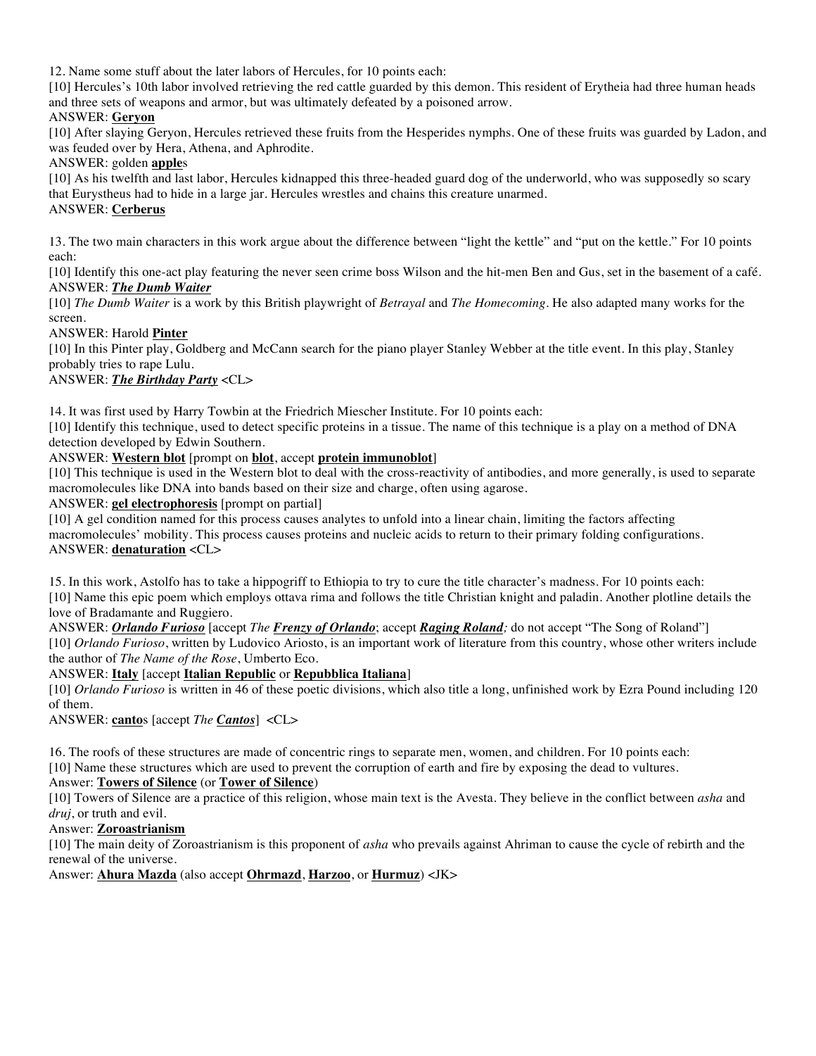12. Name some stuff about the later labors of Hercules, for 10 points each:

[10] Hercules's 10th labor involved retrieving the red cattle guarded by this demon. This resident of Erytheia had three human heads and three sets of weapons and armor, but was ultimately defeated by a poisoned arrow.

ANSWER: **Geryon**

[10] After slaying Geryon, Hercules retrieved these fruits from the Hesperides nymphs. One of these fruits was guarded by Ladon, and was feuded over by Hera, Athena, and Aphrodite.

ANSWER: golden **apple**s

[10] As his twelfth and last labor, Hercules kidnapped this three-headed guard dog of the underworld, who was supposedly so scary that Eurystheus had to hide in a large jar. Hercules wrestles and chains this creature unarmed.

ANSWER: **Cerberus**

13. The two main characters in this work argue about the difference between "light the kettle" and "put on the kettle." For 10 points each:

[10] Identify this one-act play featuring the never seen crime boss Wilson and the hit-men Ben and Gus, set in the basement of a café.

ANSWER: ***The Dumb Waiter***

[10] *The Dumb Waiter* is a work by this British playwright of *Betrayal* and *The Homecoming*. He also adapted many works for the screen.

ANSWER: Harold **Pinter**

[10] In this Pinter play, Goldberg and McCann search for the piano player Stanley Webber at the title event. In this play, Stanley probably tries to rape Lulu.

ANSWER: ***The Birthday Party*** <CL>

14. It was first used by Harry Towbin at the Friedrich Miescher Institute. For 10 points each:

[10] Identify this technique, used to detect specific proteins in a tissue. The name of this technique is a play on a method of DNA detection developed by Edwin Southern.

ANSWER: **Western blot** [prompt on **blot**, accept **protein immunoblot**]

[10] This technique is used in the Western blot to deal with the cross-reactivity of antibodies, and more generally, is used to separate macromolecules like DNA into bands based on their size and charge, often using agarose.

ANSWER: **gel electrophoresis** [prompt on partial]

[10] A gel condition named for this process causes analytes to unfold into a linear chain, limiting the factors affecting macromolecules' mobility. This process causes proteins and nucleic acids to return to their primary folding configurations.

ANSWER: **denaturation** <CL>

15. In this work, Astolfo has to take a hippogriff to Ethiopia to try to cure the title character's madness. For 10 points each:

[10] Name this epic poem which employs ottava rima and follows the title Christian knight and paladin. Another plotline details the love of Bradamante and Ruggiero.

ANSWER: ***Orlando Furioso*** [accept *The **Frenzy of Orlando***; accept ***Raging Roland****;* do not accept "The Song of Roland"]

[10] *Orlando Furioso*, written by Ludovico Ariosto, is an important work of literature from this country, whose other writers include the author of *The Name of the Rose*, Umberto Eco.

ANSWER: **Italy** [accept **Italian Republic** or **Repubblica Italiana**]

[10] *Orlando Furioso* is written in 46 of these poetic divisions, which also title a long, unfinished work by Ezra Pound including 120 of them.

ANSWER: **canto**s [accept *The **Cantos***] <CL>

16. The roofs of these structures are made of concentric rings to separate men, women, and children. For 10 points each:

[10] Name these structures which are used to prevent the corruption of earth and fire by exposing the dead to vultures.

Answer: **Towers of Silence** (or **Tower of Silence**)

[10] Towers of Silence are a practice of this religion, whose main text is the Avesta. They believe in the conflict between *asha* and *druj*, or truth and evil.

Answer: **Zoroastrianism**

[10] The main deity of Zoroastrianism is this proponent of *asha* who prevails against Ahriman to cause the cycle of rebirth and the renewal of the universe.

Answer: **Ahura Mazda** (also accept **Ohrmazd**, **Harzoo**, or **Hurmuz**) <JK>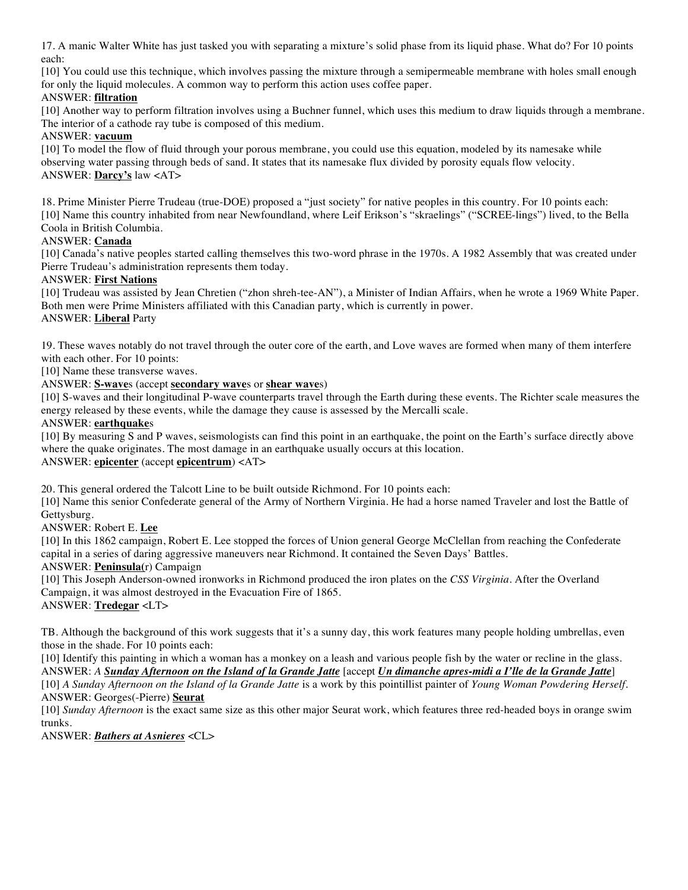17. A manic Walter White has just tasked you with separating a mixture's solid phase from its liquid phase. What do? For 10 points each:

[10] You could use this technique, which involves passing the mixture through a semipermeable membrane with holes small enough for only the liquid molecules. A common way to perform this action uses coffee paper.

ANSWER: **filtration**

[10] Another way to perform filtration involves using a Buchner funnel, which uses this medium to draw liquids through a membrane. The interior of a cathode ray tube is composed of this medium.

ANSWER: **vacuum**

[10] To model the flow of fluid through your porous membrane, you could use this equation, modeled by its namesake while observing water passing through beds of sand. It states that its namesake flux divided by porosity equals flow velocity.

ANSWER: **Darcy's** law <AT>

18. Prime Minister Pierre Trudeau (true-DOE) proposed a "just society" for native peoples in this country. For 10 points each:

[10] Name this country inhabited from near Newfoundland, where Leif Erikson's "skraelings" ("SCREE-lings") lived, to the Bella Coola in British Columbia.

ANSWER: **Canada**

[10] Canada's native peoples started calling themselves this two-word phrase in the 1970s. A 1982 Assembly that was created under Pierre Trudeau's administration represents them today.

ANSWER: **First Nations**

[10] Trudeau was assisted by Jean Chretien ("zhon shreh-tee-AN"), a Minister of Indian Affairs, when he wrote a 1969 White Paper. Both men were Prime Ministers affiliated with this Canadian party, which is currently in power.

ANSWER: **Liberal** Party

19. These waves notably do not travel through the outer core of the earth, and Love waves are formed when many of them interfere with each other. For 10 points:

[10] Name these transverse waves.

ANSWER: **S-wave**s (accept **secondary wave**s or **shear wave**s)

[10] S-waves and their longitudinal P-wave counterparts travel through the Earth during these events. The Richter scale measures the energy released by these events, while the damage they cause is assessed by the Mercalli scale.

ANSWER: **earthquake**s

[10] By measuring S and P waves, seismologists can find this point in an earthquake, the point on the Earth's surface directly above where the quake originates. The most damage in an earthquake usually occurs at this location.

ANSWER: **epicenter** (accept **epicentrum**) <AT>

20. This general ordered the Talcott Line to be built outside Richmond. For 10 points each:

[10] Name this senior Confederate general of the Army of Northern Virginia. He had a horse named Traveler and lost the Battle of Gettysburg.

ANSWER: Robert E. **Lee**

[10] In this 1862 campaign, Robert E. Lee stopped the forces of Union general George McClellan from reaching the Confederate capital in a series of daring aggressive maneuvers near Richmond. It contained the Seven Days' Battles.

ANSWER: **Peninsula(**r) Campaign

[10] This Joseph Anderson-owned ironworks in Richmond produced the iron plates on the *CSS Virginia*. After the Overland Campaign, it was almost destroyed in the Evacuation Fire of 1865.

ANSWER: **Tredegar** <LT>

TB. Although the background of this work suggests that it's a sunny day, this work features many people holding umbrellas, even those in the shade. For 10 points each:

[10] Identify this painting in which a woman has a monkey on a leash and various people fish by the water or recline in the glass.

ANSWER: *A **Sunday Afternoon on the Island of la Grande Jatte*** [accept ***Un dimanche apres-midi a I'lle de la Grande Jatte***]

[10] *A Sunday Afternoon on the Island of la Grande Jatte* is a work by this pointillist painter of *Young Woman Powdering Herself*.

ANSWER: Georges(-Pierre) **Seurat**

[10] *Sunday Afternoon* is the exact same size as this other major Seurat work, which features three red-headed boys in orange swim trunks.

ANSWER: ***Bathers at Asnieres*** <CL>